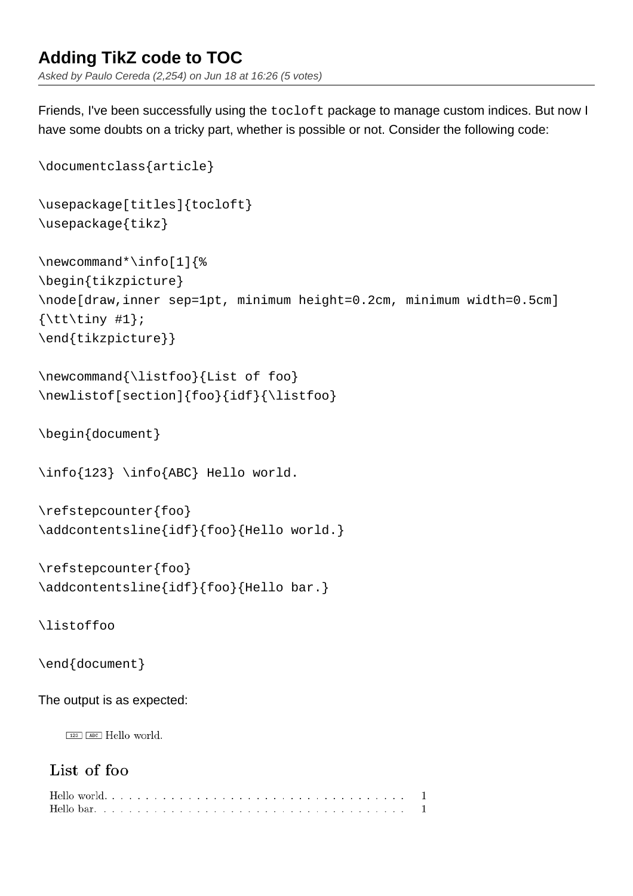# Adding TikZ code to TOC

*Asked by Paulo Cereda (2,254) on Jun 18 at 16:26 (5 votes)*

Friends, I've been successfully using the `tocloft` package to manage custom indices. But now I have some doubts on a tricky part, whether is possible or not. Consider the following code:

```
\documentclass{article}

\usepackage[titles]{tocloft}
\usepackage{tikz}

\newcommand*\info[1]{%
\begin{tikzpicture}
\node[draw,inner sep=1pt, minimum height=0.2cm, minimum width=0.5cm]
{\tt\tiny #1};
\end{tikzpicture}}

\newcommand{\listfoo}{List of foo}
\newlistof[section]{foo}{idf}{\listfoo}

\begin{document}

\info{123} \info{ABC} Hello world.

\refstepcounter{foo}
\addcontentsline{idf}{foo}{Hello world.}

\refstepcounter{foo}
\addcontentsline{idf}{foo}{Hello bar.}

\listoffoo

\end{document}
```

The output is as expected:

123 ABC Hello world.

## List of foo

Hello world. . . . . . . . . . . . . . . . . . . . . . . . . . . . . . . . . . . . 1

Hello bar. . . . . . . . . . . . . . . . . . . . . . . . . . . . . . . . . . . . . 1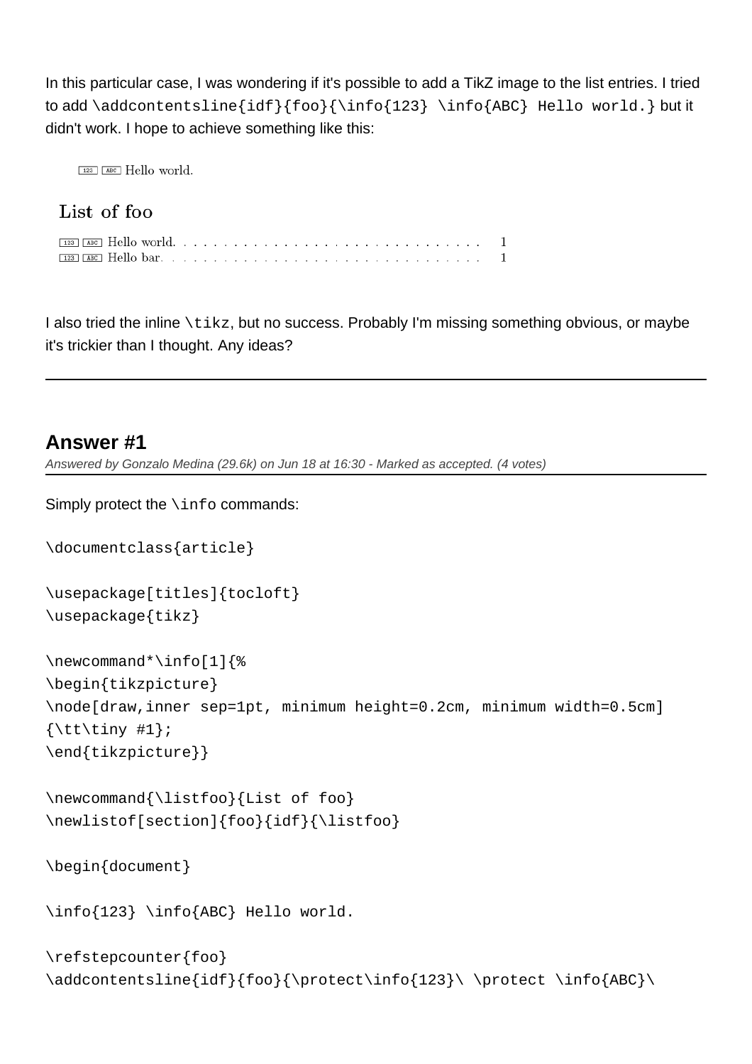In this particular case, I was wondering if it's possible to add a TikZ image to the list entries. I tried to add `\addcontentsline{idf}{foo}{\info{123} \info{ABC} Hello world.}` but it didn't work. I hope to achieve something like this:

```
123 ABC Hello world.

List of foo

123 ABC Hello world. . . . . . . . . . . . . . . . . . . . . . . . . . . . . .  1
123 ABC Hello bar. . . . . . . . . . . . . . . . . . . . . . . . . . . . . . .  1
```

I also tried the inline `\tikz`, but no success. Probably I'm missing something obvious, or maybe it's trickier than I thought. Any ideas?

---

## Answer #1

*Answered by Gonzalo Medina (29.6k) on Jun 18 at 16:30 - Marked as accepted. (4 votes)*

Simply protect the `\info` commands:

```
\documentclass{article}

\usepackage[titles]{tocloft}
\usepackage{tikz}

\newcommand*\info[1]{%
\begin{tikzpicture}
\node[draw,inner sep=1pt, minimum height=0.2cm, minimum width=0.5cm]
{\tt\tiny #1};
\end{tikzpicture}}

\newcommand{\listfoo}{List of foo}
\newlistof[section]{foo}{idf}{\listfoo}

\begin{document}

\info{123} \info{ABC} Hello world.

\refstepcounter{foo}
\addcontentsline{idf}{foo}{\protect\info{123}\ \protect \info{ABC}\
```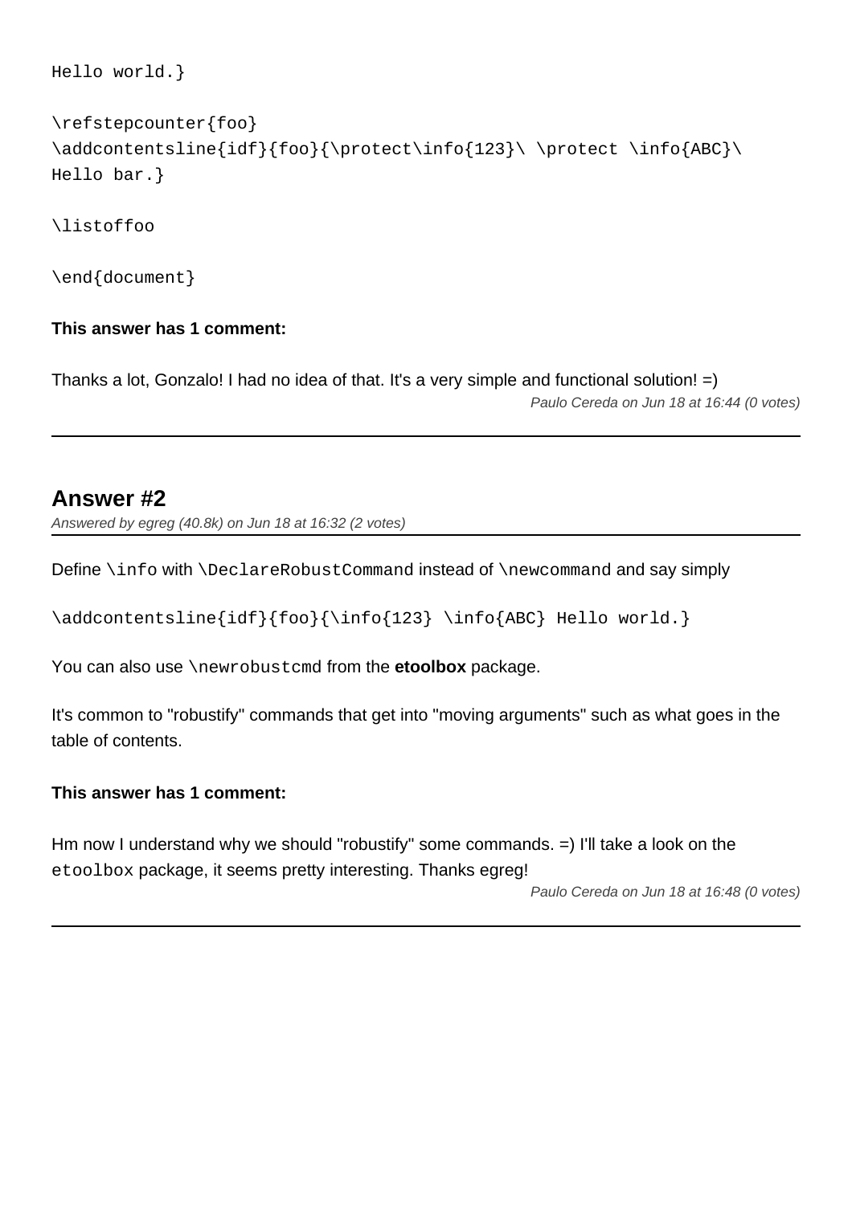```
Hello world.}

\refstepcounter{foo}
\addcontentsline{idf}{foo}{\protect\info{123}\ \protect \info{ABC}\
Hello bar.}

\listoffoo

\end{document}
```

**This answer has 1 comment:**

Thanks a lot, Gonzalo! I had no idea of that. It's a very simple and functional solution! =)

*Paulo Cereda on Jun 18 at 16:44 (0 votes)*

---

## Answer #2

*Answered by egreg (40.8k) on Jun 18 at 16:32 (2 votes)*

Define `\info` with `\DeclareRobustCommand` instead of `\newcommand` and say simply

```
\addcontentsline{idf}{foo}{\info{123} \info{ABC} Hello world.}
```

You can also use `\newrobustcmd` from the **etoolbox** package.

It's common to "robustify" commands that get into "moving arguments" such as what goes in the table of contents.

**This answer has 1 comment:**

Hm now I understand why we should "robustify" some commands. =) I'll take a look on the `etoolbox` package, it seems pretty interesting. Thanks egreg!

*Paulo Cereda on Jun 18 at 16:48 (0 votes)*

---